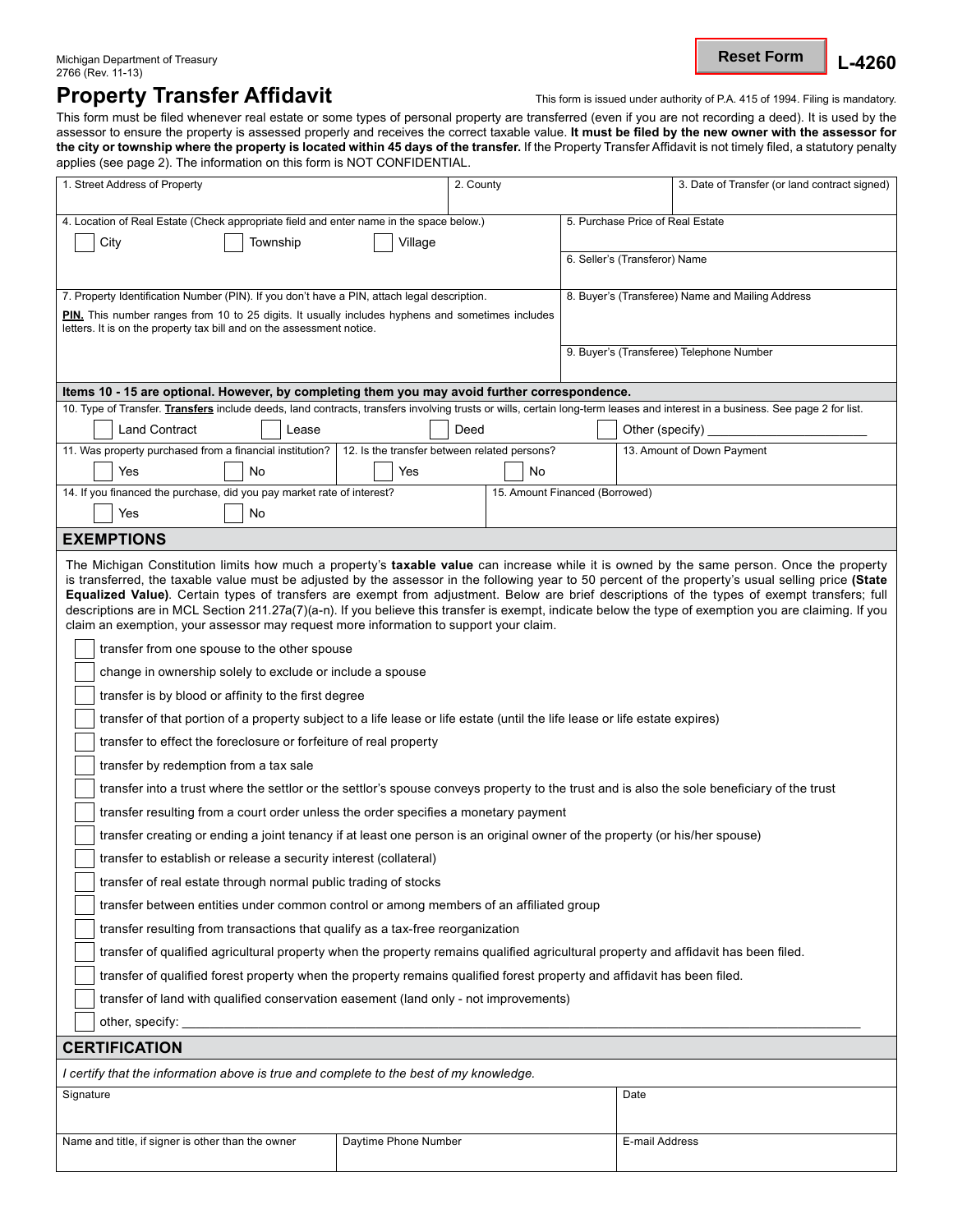Michigan Department of Treasury
2766 (Rev. 11-13)

Reset Form

**L-4260**

# Property Transfer Affidavit

This form is issued under authority of P.A. 415 of 1994. Filing is mandatory.

This form must be filed whenever real estate or some types of personal property are transferred (even if you are not recording a deed). It is used by the assessor to ensure the property is assessed properly and receives the correct taxable value. **It must be filed by the new owner with the assessor for the city or township where the property is located within 45 days of the transfer.** If the Property Transfer Affidavit is not timely filed, a statutory penalty applies (see page 2). The information on this form is NOT CONFIDENTIAL.

| 1. Street Address of Property | 2. County | 3. Date of Transfer (or land contract signed) |
|---|---|---|
| | | |

| 4. Location of Real Estate (Check appropriate field and enter name in the space below.) ☐ City ☐ Township ☐ Village | 5. Purchase Price of Real Estate |
|---|---|
| | 6. Seller's (Transferor) Name |
| 7. Property Identification Number (PIN). If you don't have a PIN, attach legal description. **PIN.** This number ranges from 10 to 25 digits. It usually includes hyphens and sometimes includes letters. It is on the property tax bill and on the assessment notice. | 8. Buyer's (Transferee) Name and Mailing Address |
| | 9. Buyer's (Transferee) Telephone Number |

**Items 10 - 15 are optional. However, by completing them you may avoid further correspondence.**

10. Type of Transfer. **Transfers** include deeds, land contracts, transfers involving trusts or wills, certain long-term leases and interest in a business. See page 2 for list.

☐ Land Contract ☐ Lease ☐ Deed ☐ Other (specify) ____________________

| 11. Was property purchased from a financial institution? | 12. Is the transfer between related persons? | 13. Amount of Down Payment |
|---|---|---|
| ☐ Yes ☐ No | ☐ Yes ☐ No | |

| 14. If you financed the purchase, did you pay market rate of interest? | 15. Amount Financed (Borrowed) |
|---|---|
| ☐ Yes ☐ No | |

## EXEMPTIONS

The Michigan Constitution limits how much a property's **taxable value** can increase while it is owned by the same person. Once the property is transferred, the taxable value must be adjusted by the assessor in the following year to 50 percent of the property's usual selling price **(State Equalized Value)**. Certain types of transfers are exempt from adjustment. Below are brief descriptions of the types of exempt transfers; full descriptions are in MCL Section 211.27a(7)(a-n). If you believe this transfer is exempt, indicate below the type of exemption you are claiming. If you claim an exemption, your assessor may request more information to support your claim.

- ☐ transfer from one spouse to the other spouse
- ☐ change in ownership solely to exclude or include a spouse
- ☐ transfer is by blood or affinity to the first degree
- ☐ transfer of that portion of a property subject to a life lease or life estate (until the life lease or life estate expires)
- ☐ transfer to effect the foreclosure or forfeiture of real property
- ☐ transfer by redemption from a tax sale
- ☐ transfer into a trust where the settlor or the settlor's spouse conveys property to the trust and is also the sole beneficiary of the trust
- ☐ transfer resulting from a court order unless the order specifies a monetary payment
- ☐ transfer creating or ending a joint tenancy if at least one person is an original owner of the property (or his/her spouse)
- ☐ transfer to establish or release a security interest (collateral)
- ☐ transfer of real estate through normal public trading of stocks
- ☐ transfer between entities under common control or among members of an affiliated group
- ☐ transfer resulting from transactions that qualify as a tax-free reorganization
- ☐ transfer of qualified agricultural property when the property remains qualified agricultural property and affidavit has been filed.
- ☐ transfer of qualified forest property when the property remains qualified forest property and affidavit has been filed.
- ☐ transfer of land with qualified conservation easement (land only - not improvements)
- ☐ other, specify: ____________________

## CERTIFICATION

*I certify that the information above is true and complete to the best of my knowledge.*

| Signature | | Date |
|---|---|---|
| | | |
| Name and title, if signer is other than the owner | Daytime Phone Number | E-mail Address |
| | | |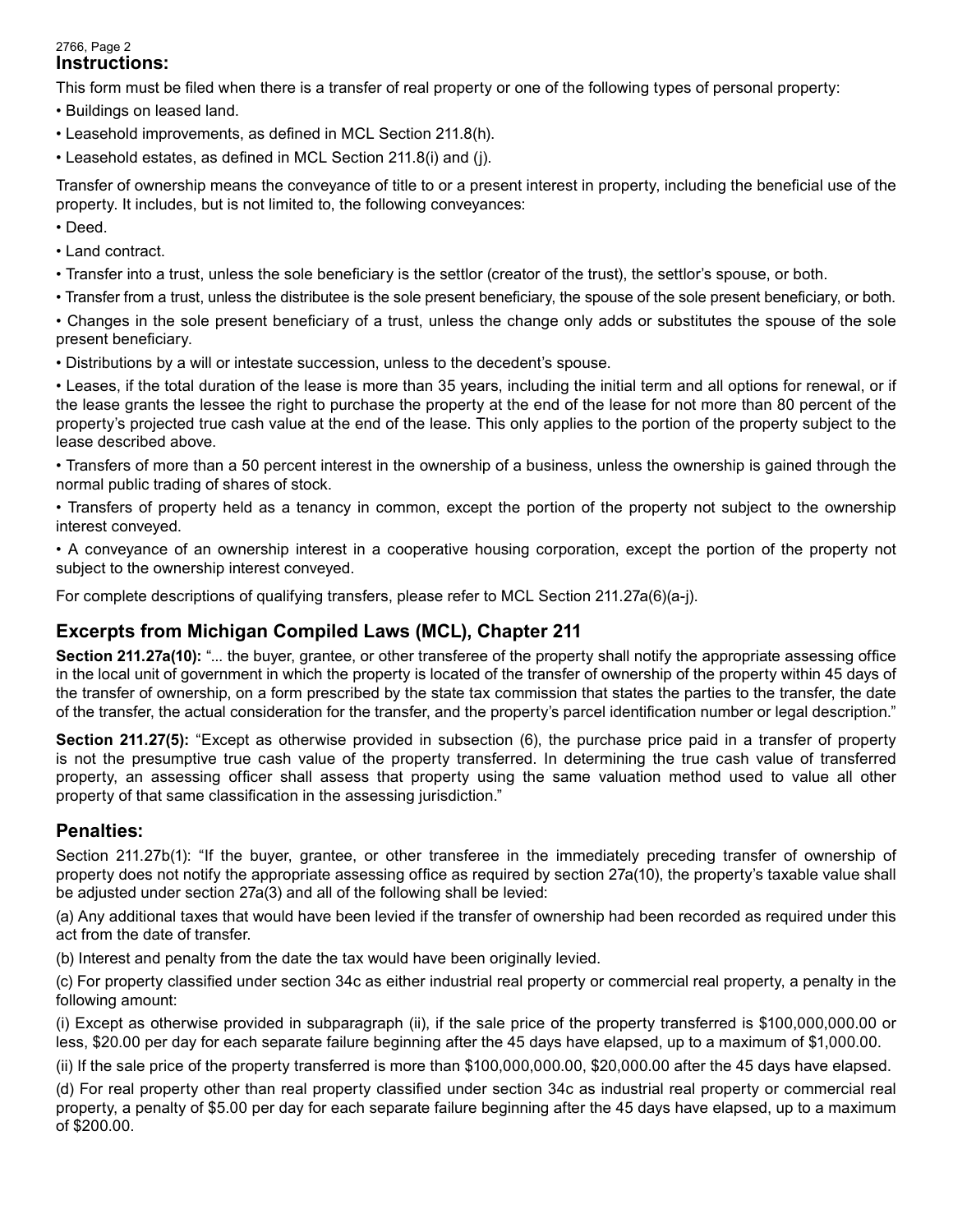## Instructions:

This form must be filed when there is a transfer of real property or one of the following types of personal property:

- Buildings on leased land.
- Leasehold improvements, as defined in MCL Section 211.8(h).
- Leasehold estates, as defined in MCL Section 211.8(i) and (j).

Transfer of ownership means the conveyance of title to or a present interest in property, including the beneficial use of the property. It includes, but is not limited to, the following conveyances:

- Deed.
- Land contract.
- Transfer into a trust, unless the sole beneficiary is the settlor (creator of the trust), the settlor's spouse, or both.
- Transfer from a trust, unless the distributee is the sole present beneficiary, the spouse of the sole present beneficiary, or both.
- Changes in the sole present beneficiary of a trust, unless the change only adds or substitutes the spouse of the sole present beneficiary.
- Distributions by a will or intestate succession, unless to the decedent's spouse.
- Leases, if the total duration of the lease is more than 35 years, including the initial term and all options for renewal, or if the lease grants the lessee the right to purchase the property at the end of the lease for not more than 80 percent of the property's projected true cash value at the end of the lease. This only applies to the portion of the property subject to the lease described above.
- Transfers of more than a 50 percent interest in the ownership of a business, unless the ownership is gained through the normal public trading of shares of stock.
- Transfers of property held as a tenancy in common, except the portion of the property not subject to the ownership interest conveyed.
- A conveyance of an ownership interest in a cooperative housing corporation, except the portion of the property not subject to the ownership interest conveyed.

For complete descriptions of qualifying transfers, please refer to MCL Section 211.27a(6)(a-j).

## Excerpts from Michigan Compiled Laws (MCL), Chapter 211

**Section 211.27a(10):** "... the buyer, grantee, or other transferee of the property shall notify the appropriate assessing office in the local unit of government in which the property is located of the transfer of ownership of the property within 45 days of the transfer of ownership, on a form prescribed by the state tax commission that states the parties to the transfer, the date of the transfer, the actual consideration for the transfer, and the property's parcel identification number or legal description."

**Section 211.27(5):** "Except as otherwise provided in subsection (6), the purchase price paid in a transfer of property is not the presumptive true cash value of the property transferred. In determining the true cash value of transferred property, an assessing officer shall assess that property using the same valuation method used to value all other property of that same classification in the assessing jurisdiction."

## Penalties:

Section 211.27b(1): "If the buyer, grantee, or other transferee in the immediately preceding transfer of ownership of property does not notify the appropriate assessing office as required by section 27a(10), the property's taxable value shall be adjusted under section 27a(3) and all of the following shall be levied:

(a) Any additional taxes that would have been levied if the transfer of ownership had been recorded as required under this act from the date of transfer.

(b) Interest and penalty from the date the tax would have been originally levied.

(c) For property classified under section 34c as either industrial real property or commercial real property, a penalty in the following amount:

(i) Except as otherwise provided in subparagraph (ii), if the sale price of the property transferred is $100,000,000.00 or less, $20.00 per day for each separate failure beginning after the 45 days have elapsed, up to a maximum of $1,000.00.

(ii) If the sale price of the property transferred is more than $100,000,000.00, $20,000.00 after the 45 days have elapsed.

(d) For real property other than real property classified under section 34c as industrial real property or commercial real property, a penalty of $5.00 per day for each separate failure beginning after the 45 days have elapsed, up to a maximum of $200.00.